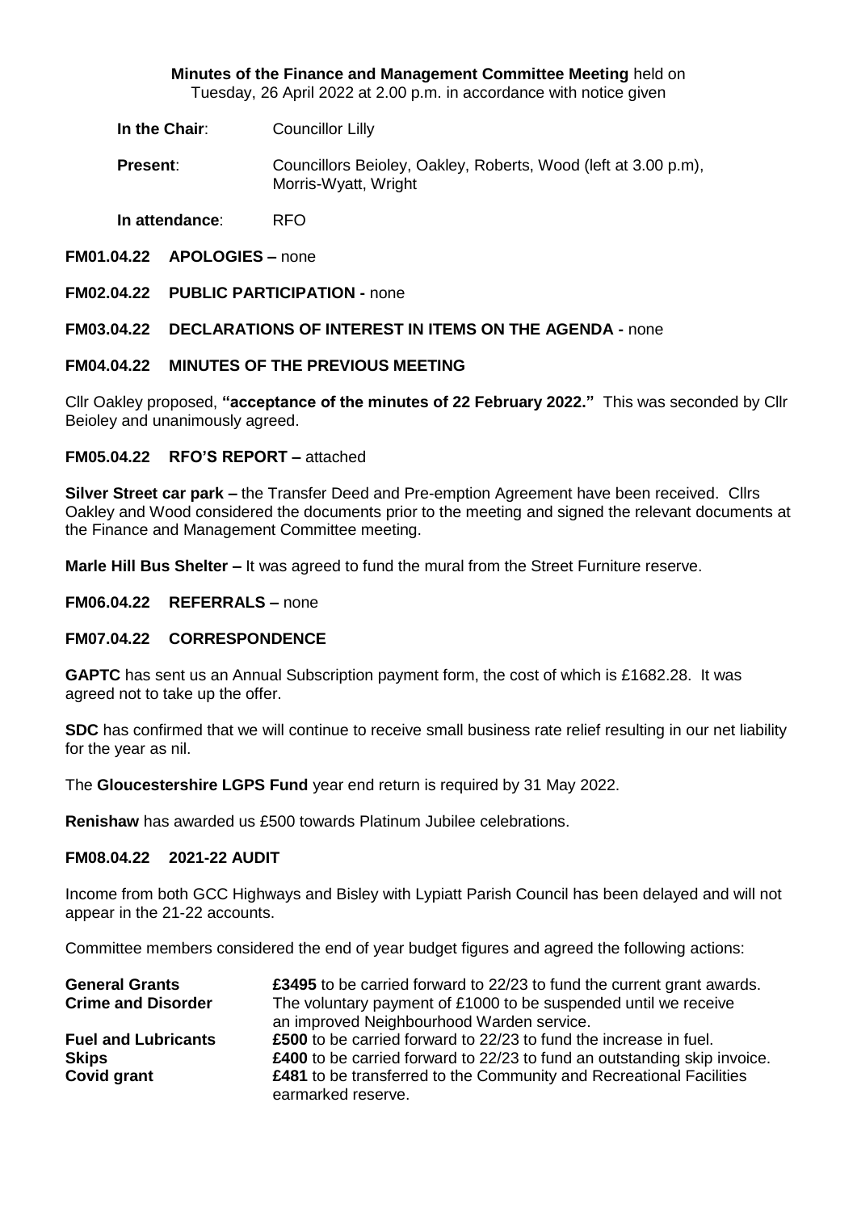**Minutes of the Finance and Management Committee Meeting** held on
Tuesday, 26 April 2022 at 2.00 p.m. in accordance with notice given

**In the Chair**: Councillor Lilly

**Present**: Councillors Beioley, Oakley, Roberts, Wood (left at 3.00 p.m), Morris-Wyatt, Wright

**In attendance**: RFO

**FM01.04.22 APOLOGIES –** none

**FM02.04.22 PUBLIC PARTICIPATION -** none

**FM03.04.22 DECLARATIONS OF INTEREST IN ITEMS ON THE AGENDA -** none

**FM04.04.22 MINUTES OF THE PREVIOUS MEETING**

Cllr Oakley proposed, **"acceptance of the minutes of 22 February 2022."** This was seconded by Cllr Beioley and unanimously agreed.

**FM05.04.22 RFO'S REPORT –** attached

**Silver Street car park –** the Transfer Deed and Pre-emption Agreement have been received. Cllrs Oakley and Wood considered the documents prior to the meeting and signed the relevant documents at the Finance and Management Committee meeting.

**Marle Hill Bus Shelter –** It was agreed to fund the mural from the Street Furniture reserve.

**FM06.04.22 REFERRALS –** none

**FM07.04.22 CORRESPONDENCE**

**GAPTC** has sent us an Annual Subscription payment form, the cost of which is £1682.28. It was agreed not to take up the offer.

**SDC** has confirmed that we will continue to receive small business rate relief resulting in our net liability for the year as nil.

The **Gloucestershire LGPS Fund** year end return is required by 31 May 2022.

**Renishaw** has awarded us £500 towards Platinum Jubilee celebrations.

**FM08.04.22 2021-22 AUDIT**

Income from both GCC Highways and Bisley with Lypiatt Parish Council has been delayed and will not appear in the 21-22 accounts.

Committee members considered the end of year budget figures and agreed the following actions:

**General Grants** **£3495** to be carried forward to 22/23 to fund the current grant awards.
**Crime and Disorder** The voluntary payment of £1000 to be suspended until we receive an improved Neighbourhood Warden service.
**Fuel and Lubricants** **£500** to be carried forward to 22/23 to fund the increase in fuel.
**Skips** **£400** to be carried forward to 22/23 to fund an outstanding skip invoice.
**Covid grant** **£481** to be transferred to the Community and Recreational Facilities earmarked reserve.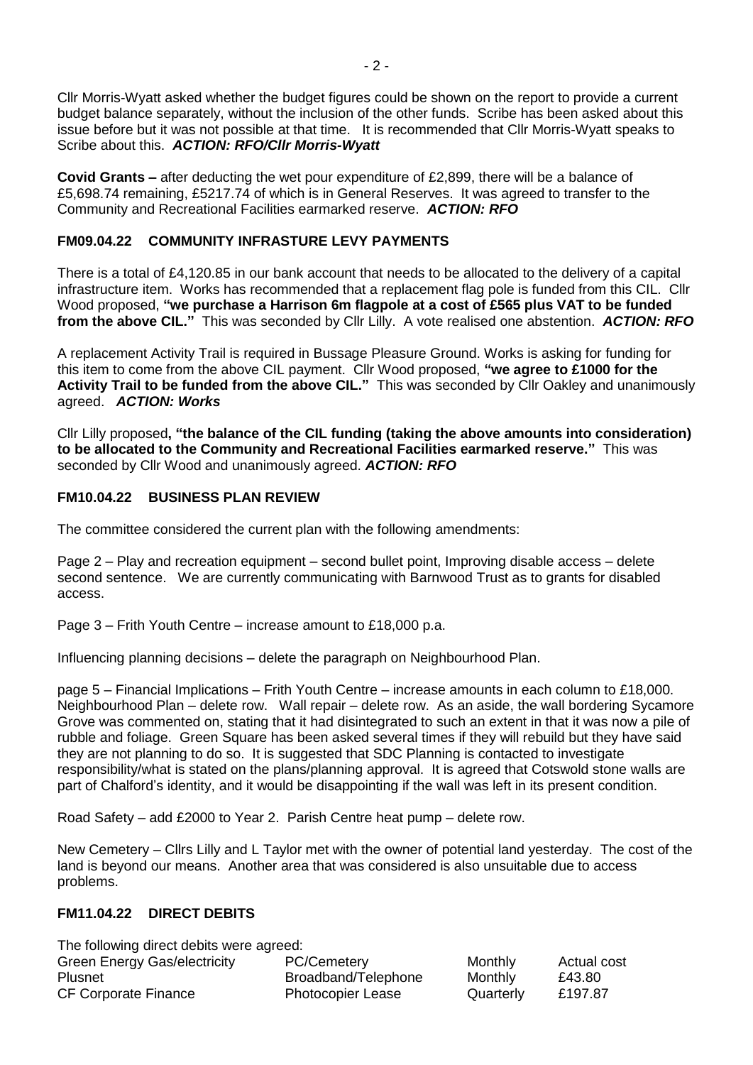Cllr Morris-Wyatt asked whether the budget figures could be shown on the report to provide a current budget balance separately, without the inclusion of the other funds. Scribe has been asked about this issue before but it was not possible at that time. It is recommended that Cllr Morris-Wyatt speaks to Scribe about this. ***ACTION: RFO/Cllr Morris-Wyatt***

**Covid Grants –** after deducting the wet pour expenditure of £2,899, there will be a balance of £5,698.74 remaining, £5217.74 of which is in General Reserves. It was agreed to transfer to the Community and Recreational Facilities earmarked reserve. ***ACTION: RFO***

### FM09.04.22 COMMUNITY INFRASTURE LEVY PAYMENTS

There is a total of £4,120.85 in our bank account that needs to be allocated to the delivery of a capital infrastructure item. Works has recommended that a replacement flag pole is funded from this CIL. Cllr Wood proposed, **"we purchase a Harrison 6m flagpole at a cost of £565 plus VAT to be funded from the above CIL."** This was seconded by Cllr Lilly. A vote realised one abstention. ***ACTION: RFO***

A replacement Activity Trail is required in Bussage Pleasure Ground. Works is asking for funding for this item to come from the above CIL payment. Cllr Wood proposed, **"we agree to £1000 for the Activity Trail to be funded from the above CIL."** This was seconded by Cllr Oakley and unanimously agreed. ***ACTION: Works***

Cllr Lilly proposed**, "the balance of the CIL funding (taking the above amounts into consideration) to be allocated to the Community and Recreational Facilities earmarked reserve."** This was seconded by Cllr Wood and unanimously agreed. ***ACTION: RFO***

### FM10.04.22 BUSINESS PLAN REVIEW

The committee considered the current plan with the following amendments:

Page 2 – Play and recreation equipment – second bullet point, Improving disable access – delete second sentence. We are currently communicating with Barnwood Trust as to grants for disabled access.

Page 3 – Frith Youth Centre – increase amount to £18,000 p.a.

Influencing planning decisions – delete the paragraph on Neighbourhood Plan.

page 5 – Financial Implications – Frith Youth Centre – increase amounts in each column to £18,000. Neighbourhood Plan – delete row. Wall repair – delete row. As an aside, the wall bordering Sycamore Grove was commented on, stating that it had disintegrated to such an extent in that it was now a pile of rubble and foliage. Green Square has been asked several times if they will rebuild but they have said they are not planning to do so. It is suggested that SDC Planning is contacted to investigate responsibility/what is stated on the plans/planning approval. It is agreed that Cotswold stone walls are part of Chalford's identity, and it would be disappointing if the wall was left in its present condition.

Road Safety – add £2000 to Year 2. Parish Centre heat pump – delete row.

New Cemetery – Cllrs Lilly and L Taylor met with the owner of potential land yesterday. The cost of the land is beyond our means. Another area that was considered is also unsuitable due to access problems.

### FM11.04.22 DIRECT DEBITS

The following direct debits were agreed:

| | | | |
|---|---|---|---|
| Green Energy Gas/electricity | PC/Cemetery | Monthly | Actual cost |
| Plusnet | Broadband/Telephone | Monthly | £43.80 |
| CF Corporate Finance | Photocopier Lease | Quarterly | £197.87 |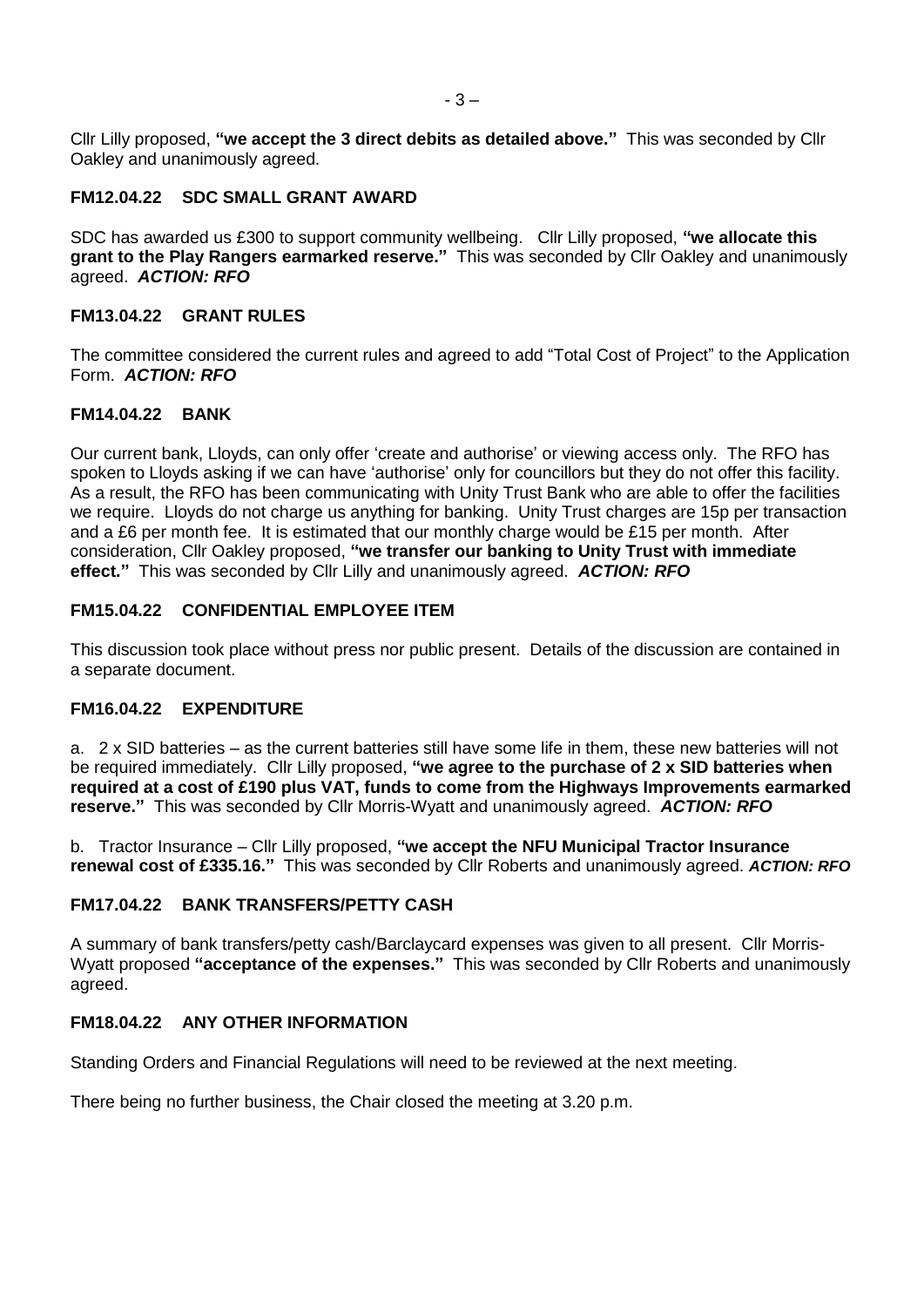Cllr Lilly proposed, **"we accept the 3 direct debits as detailed above."** This was seconded by Cllr Oakley and unanimously agreed.

### FM12.04.22 SDC SMALL GRANT AWARD

SDC has awarded us £300 to support community wellbeing. Cllr Lilly proposed, **"we allocate this grant to the Play Rangers earmarked reserve."** This was seconded by Cllr Oakley and unanimously agreed. ***ACTION: RFO***

### FM13.04.22 GRANT RULES

The committee considered the current rules and agreed to add "Total Cost of Project" to the Application Form. ***ACTION: RFO***

### FM14.04.22 BANK

Our current bank, Lloyds, can only offer 'create and authorise' or viewing access only. The RFO has spoken to Lloyds asking if we can have 'authorise' only for councillors but they do not offer this facility. As a result, the RFO has been communicating with Unity Trust Bank who are able to offer the facilities we require. Lloyds do not charge us anything for banking. Unity Trust charges are 15p per transaction and a £6 per month fee. It is estimated that our monthly charge would be £15 per month. After consideration, Cllr Oakley proposed, **"we transfer our banking to Unity Trust with immediate effect."** This was seconded by Cllr Lilly and unanimously agreed. ***ACTION: RFO***

### FM15.04.22 CONFIDENTIAL EMPLOYEE ITEM

This discussion took place without press nor public present. Details of the discussion are contained in a separate document.

### FM16.04.22 EXPENDITURE

a. 2 x SID batteries – as the current batteries still have some life in them, these new batteries will not be required immediately. Cllr Lilly proposed, **"we agree to the purchase of 2 x SID batteries when required at a cost of £190 plus VAT, funds to come from the Highways Improvements earmarked reserve."** This was seconded by Cllr Morris-Wyatt and unanimously agreed. ***ACTION: RFO***

b. Tractor Insurance – Cllr Lilly proposed, **"we accept the NFU Municipal Tractor Insurance renewal cost of £335.16."** This was seconded by Cllr Roberts and unanimously agreed. ***ACTION: RFO***

### FM17.04.22 BANK TRANSFERS/PETTY CASH

A summary of bank transfers/petty cash/Barclaycard expenses was given to all present. Cllr Morris-Wyatt proposed **"acceptance of the expenses."** This was seconded by Cllr Roberts and unanimously agreed.

### FM18.04.22 ANY OTHER INFORMATION

Standing Orders and Financial Regulations will need to be reviewed at the next meeting.

There being no further business, the Chair closed the meeting at 3.20 p.m.